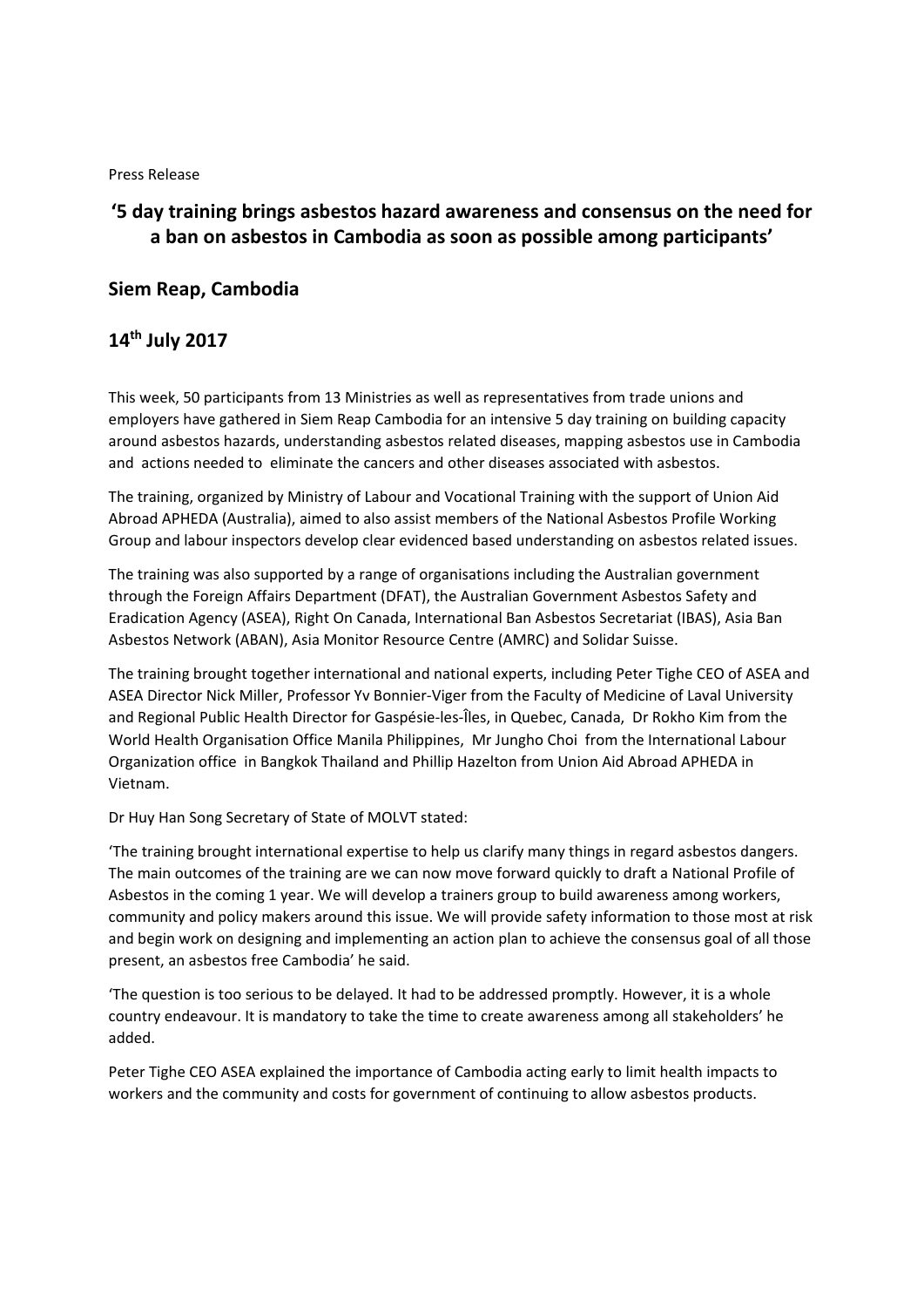Press Release

## ‘5 day training brings asbestos hazard awareness and consensus on the need for a ban on asbestos in Cambodia as soon as possible among participants’

## Siem Reap, Cambodia

## 14th July 2017

This week, 50 participants from 13 Ministries as well as representatives from trade unions and employers have gathered in Siem Reap Cambodia for an intensive 5 day training on building capacity around asbestos hazards, understanding asbestos related diseases, mapping asbestos use in Cambodia and actions needed to eliminate the cancers and other diseases associated with asbestos.

The training, organized by Ministry of Labour and Vocational Training with the support of Union Aid Abroad APHEDA (Australia), aimed to also assist members of the National Asbestos Profile Working Group and labour inspectors develop clear evidenced based understanding on asbestos related issues.

The training was also supported by a range of organisations including the Australian government through the Foreign Affairs Department (DFAT), the Australian Government Asbestos Safety and Eradication Agency (ASEA), Right On Canada, International Ban Asbestos Secretariat (IBAS), Asia Ban Asbestos Network (ABAN), Asia Monitor Resource Centre (AMRC) and Solidar Suisse.

The training brought together international and national experts, including Peter Tighe CEO of ASEA and ASEA Director Nick Miller, Professor Yv Bonnier-Viger from the Faculty of Medicine of Laval University and Regional Public Health Director for Gaspésie-les-Îles, in Quebec, Canada, Dr Rokho Kim from the World Health Organisation Office Manila Philippines, Mr Jungho Choi from the International Labour Organization office in Bangkok Thailand and Phillip Hazelton from Union Aid Abroad APHEDA in Vietnam.

Dr Huy Han Song Secretary of State of MOLVT stated:

‘The training brought international expertise to help us clarify many things in regard asbestos dangers. The main outcomes of the training are we can now move forward quickly to draft a National Profile of Asbestos in the coming 1 year. We will develop a trainers group to build awareness among workers, community and policy makers around this issue. We will provide safety information to those most at risk and begin work on designing and implementing an action plan to achieve the consensus goal of all those present, an asbestos free Cambodia’ he said.

‘The question is too serious to be delayed. It had to be addressed promptly. However, it is a whole country endeavour. It is mandatory to take the time to create awareness among all stakeholders’ he added.

Peter Tighe CEO ASEA explained the importance of Cambodia acting early to limit health impacts to workers and the community and costs for government of continuing to allow asbestos products.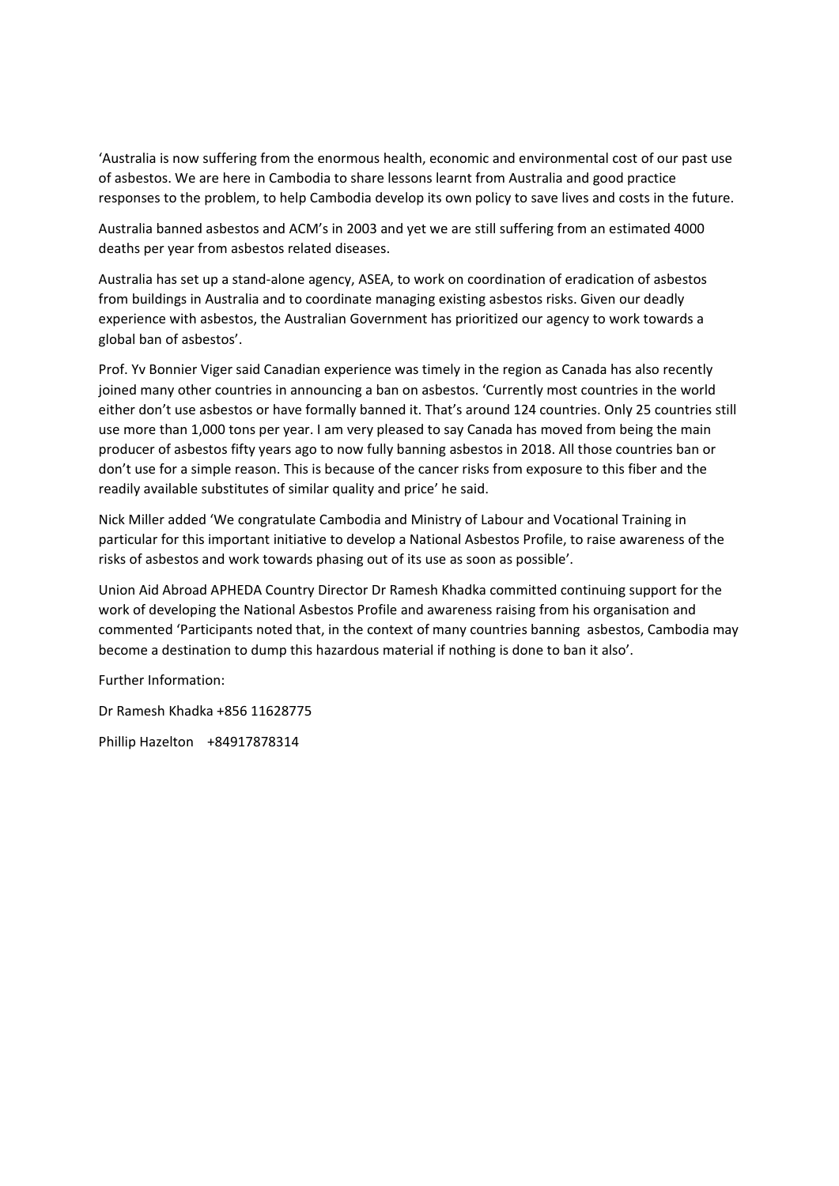'Australia is now suffering from the enormous health, economic and environmental cost of our past use of asbestos. We are here in Cambodia to share lessons learnt from Australia and good practice responses to the problem, to help Cambodia develop its own policy to save lives and costs in the future.

Australia banned asbestos and ACM's in 2003 and yet we are still suffering from an estimated 4000 deaths per year from asbestos related diseases.

Australia has set up a stand-alone agency, ASEA, to work on coordination of eradication of asbestos from buildings in Australia and to coordinate managing existing asbestos risks. Given our deadly experience with asbestos, the Australian Government has prioritized our agency to work towards a global ban of asbestos'.

Prof. Yv Bonnier Viger said Canadian experience was timely in the region as Canada has also recently joined many other countries in announcing a ban on asbestos. 'Currently most countries in the world either don't use asbestos or have formally banned it. That's around 124 countries. Only 25 countries still use more than 1,000 tons per year. I am very pleased to say Canada has moved from being the main producer of asbestos fifty years ago to now fully banning asbestos in 2018. All those countries ban or don't use for a simple reason. This is because of the cancer risks from exposure to this fiber and the readily available substitutes of similar quality and price' he said.

Nick Miller added 'We congratulate Cambodia and Ministry of Labour and Vocational Training in particular for this important initiative to develop a National Asbestos Profile, to raise awareness of the risks of asbestos and work towards phasing out of its use as soon as possible'.

Union Aid Abroad APHEDA Country Director Dr Ramesh Khadka committed continuing support for the work of developing the National Asbestos Profile and awareness raising from his organisation and commented 'Participants noted that, in the context of many countries banning asbestos, Cambodia may become a destination to dump this hazardous material if nothing is done to ban it also'.

Further Information:

Dr Ramesh Khadka +856 11628775

Phillip Hazelton +84917878314